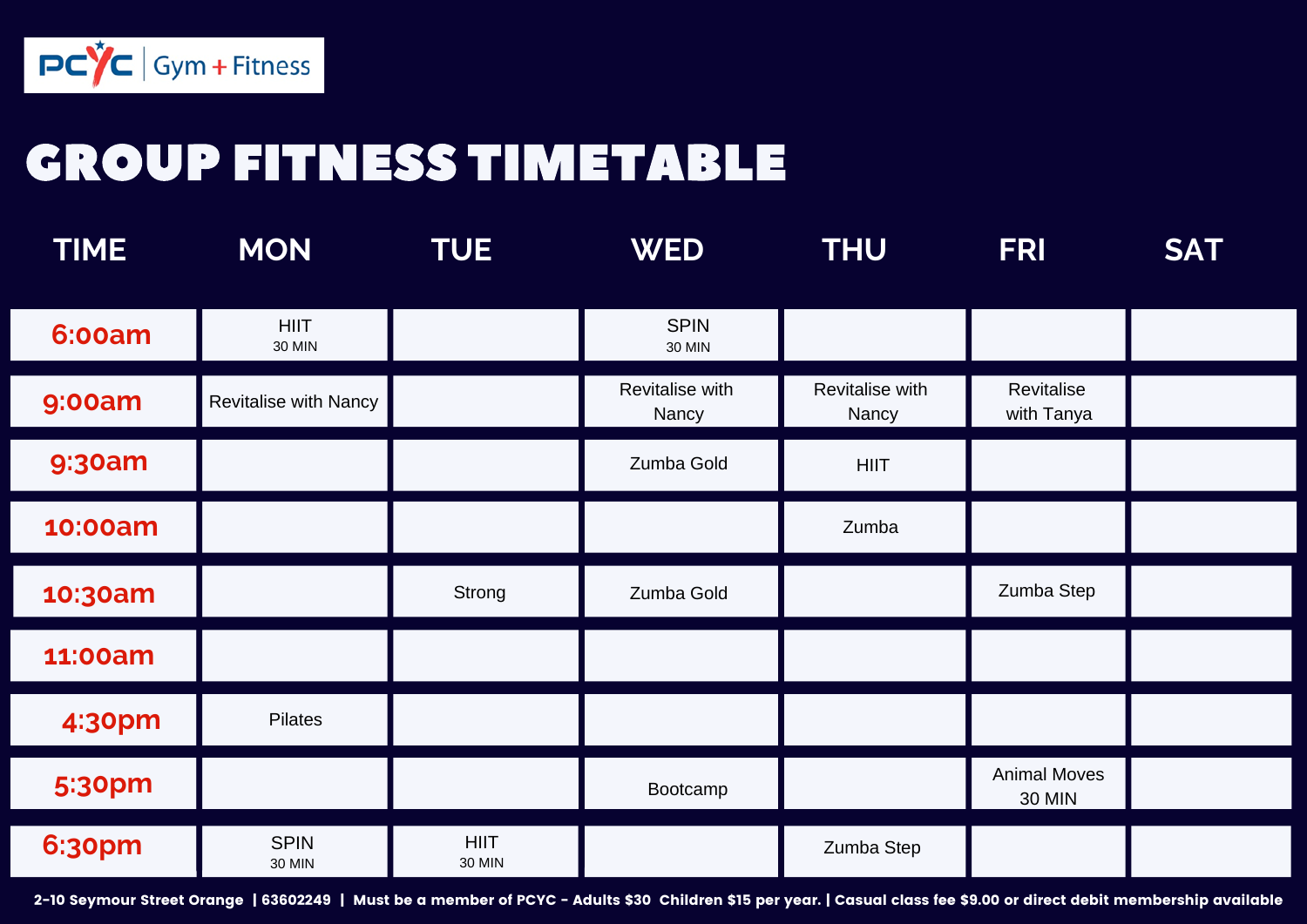PCYC | Gym + Fitness

# GROUP FITNESS TIMETABLE

| TIME | MON | TUE | WED | THU | FRI | SAT |
|---|---|---|---|---|---|---|
| 6:00am | HIIT 30 MIN | | SPIN 30 MIN | | | |
| 9:00am | Revitalise with Nancy | | Revitalise with Nancy | Revitalise with Nancy | Revitalise with Tanya | |
| 9:30am | | | Zumba Gold | HIIT | | |
| 10:00am | | | | Zumba | | |
| 10:30am | | Strong | Zumba Gold | | Zumba Step | |
| 11:00am | | | | | | |
| 4:30pm | Pilates | | | | | |
| 5:30pm | | | Bootcamp | | Animal Moves 30 MIN | |
| 6:30pm | SPIN 30 MIN | HIIT 30 MIN | | Zumba Step | | |

**2-10 Seymour Street Orange | 63602249 | Must be a member of PCYC - Adults $30 Children $15 per year. | Casual class fee $9.00 or direct debit membership available**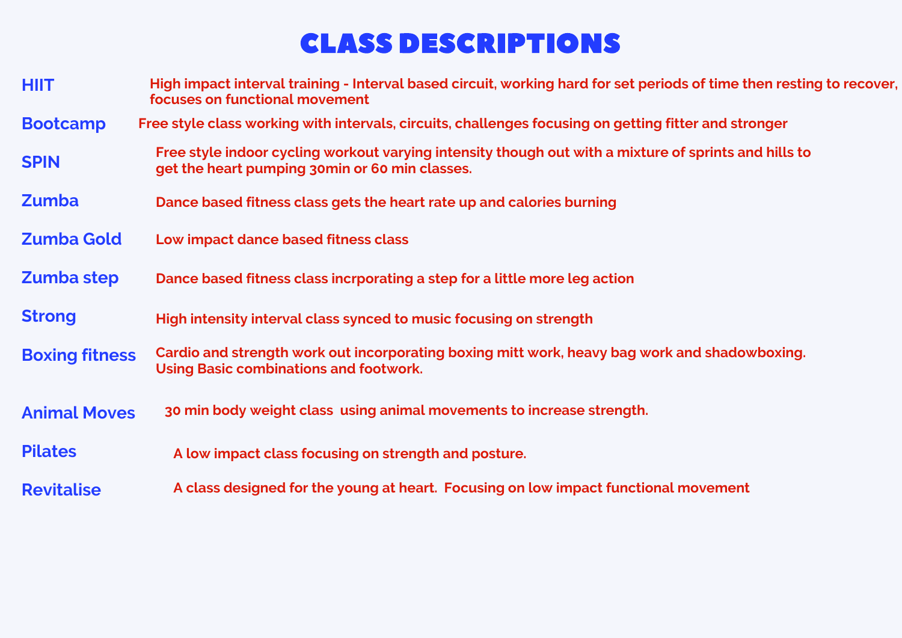# CLASS DESCRIPTIONS

**HIIT** High impact interval training - Interval based circuit, working hard for set periods of time then resting to recover, focuses on functional movement

**Bootcamp** Free style class working with intervals, circuits, challenges focusing on getting fitter and stronger

**SPIN** Free style indoor cycling workout varying intensity though out with a mixture of sprints and hills to get the heart pumping 30min or 60 min classes.

**Zumba** Dance based fitness class gets the heart rate up and calories burning

**Zumba Gold** Low impact dance based fitness class

**Zumba step** Dance based fitness class incrporating a step for a little more leg action

**Strong** High intensity interval class synced to music focusing on strength

**Boxing fitness** Cardio and strength work out incorporating boxing mitt work, heavy bag work and shadowboxing. Using Basic combinations and footwork.

**Animal Moves** 30 min body weight class using animal movements to increase strength.

**Pilates** A low impact class focusing on strength and posture.

**Revitalise** A class designed for the young at heart. Focusing on low impact functional movement